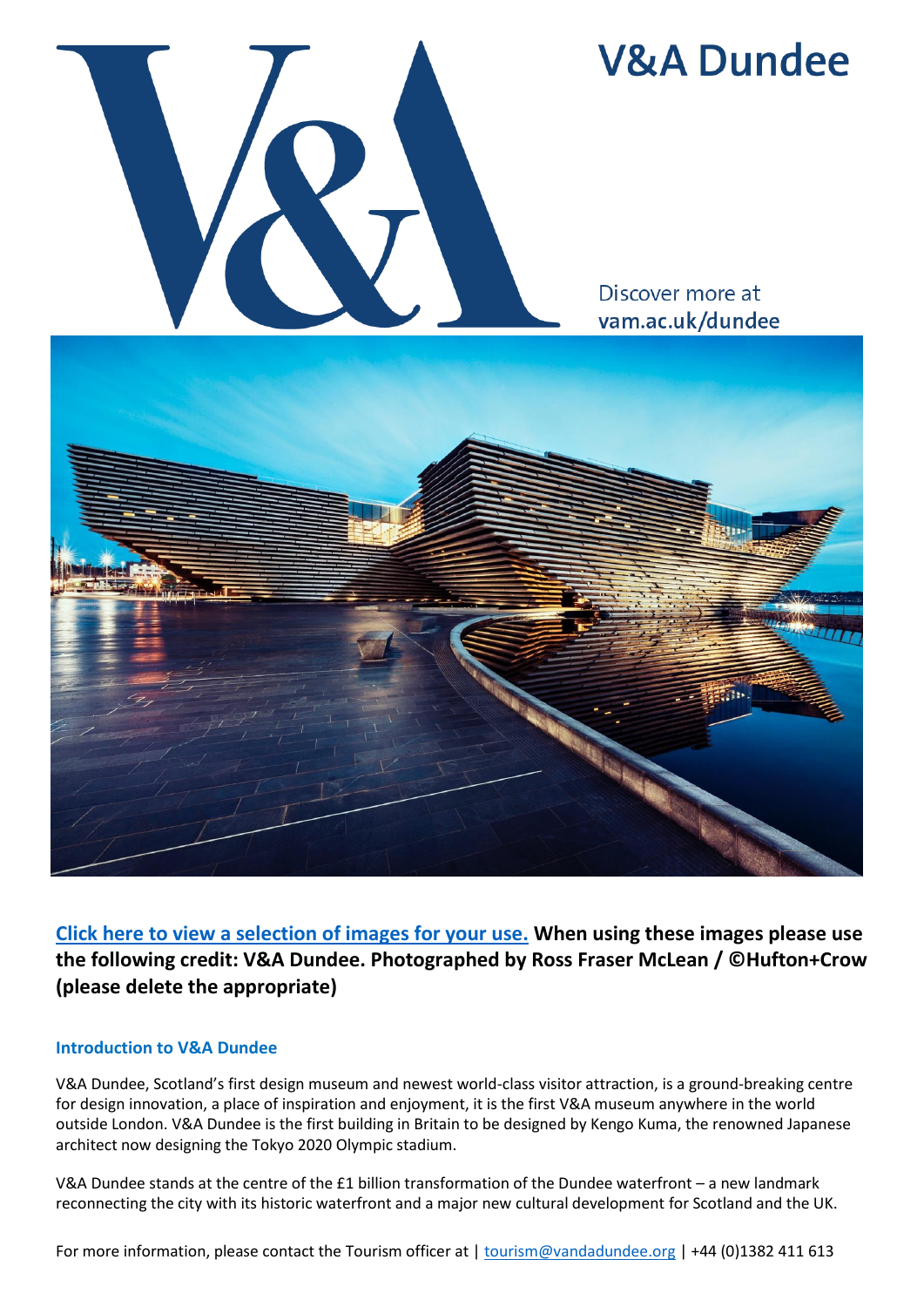# V&A Dundee

Discover more at
**vam.ac.uk/dundee**

**[Click here to view a selection of images for your use.](#) When using these images please use the following credit: V&A Dundee. Photographed by Ross Fraser McLean / ©Hufton+Crow (please delete the appropriate)**

### Introduction to V&A Dundee

V&A Dundee, Scotland's first design museum and newest world-class visitor attraction, is a ground-breaking centre for design innovation, a place of inspiration and enjoyment, it is the first V&A museum anywhere in the world outside London. V&A Dundee is the first building in Britain to be designed by Kengo Kuma, the renowned Japanese architect now designing the Tokyo 2020 Olympic stadium.

V&A Dundee stands at the centre of the £1 billion transformation of the Dundee waterfront – a new landmark reconnecting the city with its historic waterfront and a major new cultural development for Scotland and the UK.

For more information, please contact the Tourism officer at | tourism@vandadundee.org | +44 (0)1382 411 613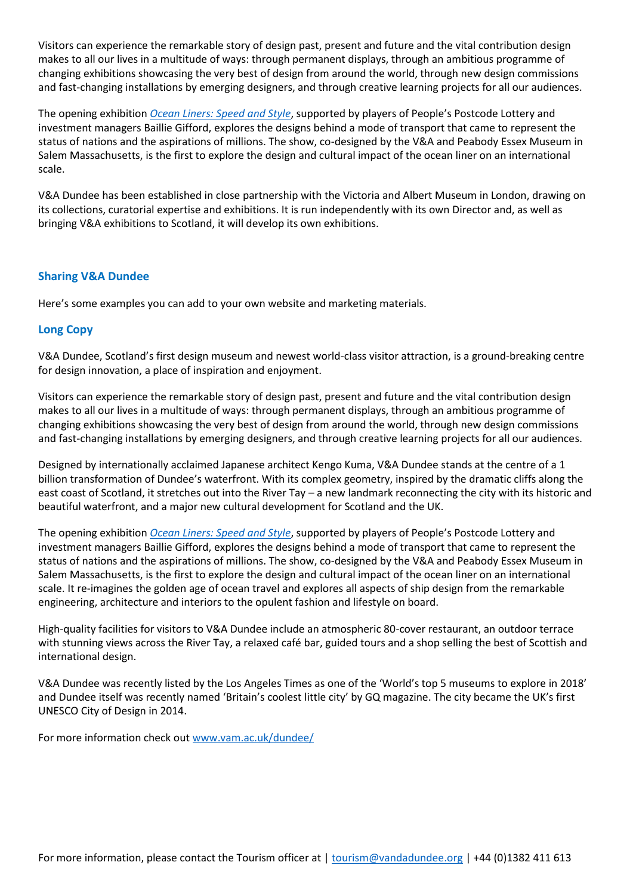Visitors can experience the remarkable story of design past, present and future and the vital contribution design makes to all our lives in a multitude of ways: through permanent displays, through an ambitious programme of changing exhibitions showcasing the very best of design from around the world, through new design commissions and fast-changing installations by emerging designers, and through creative learning projects for all our audiences.

The opening exhibition *Ocean Liners: Speed and Style*, supported by players of People's Postcode Lottery and investment managers Baillie Gifford, explores the designs behind a mode of transport that came to represent the status of nations and the aspirations of millions. The show, co-designed by the V&A and Peabody Essex Museum in Salem Massachusetts, is the first to explore the design and cultural impact of the ocean liner on an international scale.

V&A Dundee has been established in close partnership with the Victoria and Albert Museum in London, drawing on its collections, curatorial expertise and exhibitions. It is run independently with its own Director and, as well as bringing V&A exhibitions to Scotland, it will develop its own exhibitions.

## Sharing V&A Dundee

Here's some examples you can add to your own website and marketing materials.

### Long Copy

V&A Dundee, Scotland's first design museum and newest world-class visitor attraction, is a ground-breaking centre for design innovation, a place of inspiration and enjoyment.

Visitors can experience the remarkable story of design past, present and future and the vital contribution design makes to all our lives in a multitude of ways: through permanent displays, through an ambitious programme of changing exhibitions showcasing the very best of design from around the world, through new design commissions and fast-changing installations by emerging designers, and through creative learning projects for all our audiences.

Designed by internationally acclaimed Japanese architect Kengo Kuma, V&A Dundee stands at the centre of a 1 billion transformation of Dundee's waterfront. With its complex geometry, inspired by the dramatic cliffs along the east coast of Scotland, it stretches out into the River Tay – a new landmark reconnecting the city with its historic and beautiful waterfront, and a major new cultural development for Scotland and the UK.

The opening exhibition *Ocean Liners: Speed and Style*, supported by players of People's Postcode Lottery and investment managers Baillie Gifford, explores the designs behind a mode of transport that came to represent the status of nations and the aspirations of millions. The show, co-designed by the V&A and Peabody Essex Museum in Salem Massachusetts, is the first to explore the design and cultural impact of the ocean liner on an international scale. It re-imagines the golden age of ocean travel and explores all aspects of ship design from the remarkable engineering, architecture and interiors to the opulent fashion and lifestyle on board.

High-quality facilities for visitors to V&A Dundee include an atmospheric 80-cover restaurant, an outdoor terrace with stunning views across the River Tay, a relaxed café bar, guided tours and a shop selling the best of Scottish and international design.

V&A Dundee was recently listed by the Los Angeles Times as one of the 'World's top 5 museums to explore in 2018' and Dundee itself was recently named 'Britain's coolest little city' by GQ magazine. The city became the UK's first UNESCO City of Design in 2014.

For more information check out www.vam.ac.uk/dundee/

For more information, please contact the Tourism officer at | tourism@vandadundee.org | +44 (0)1382 411 613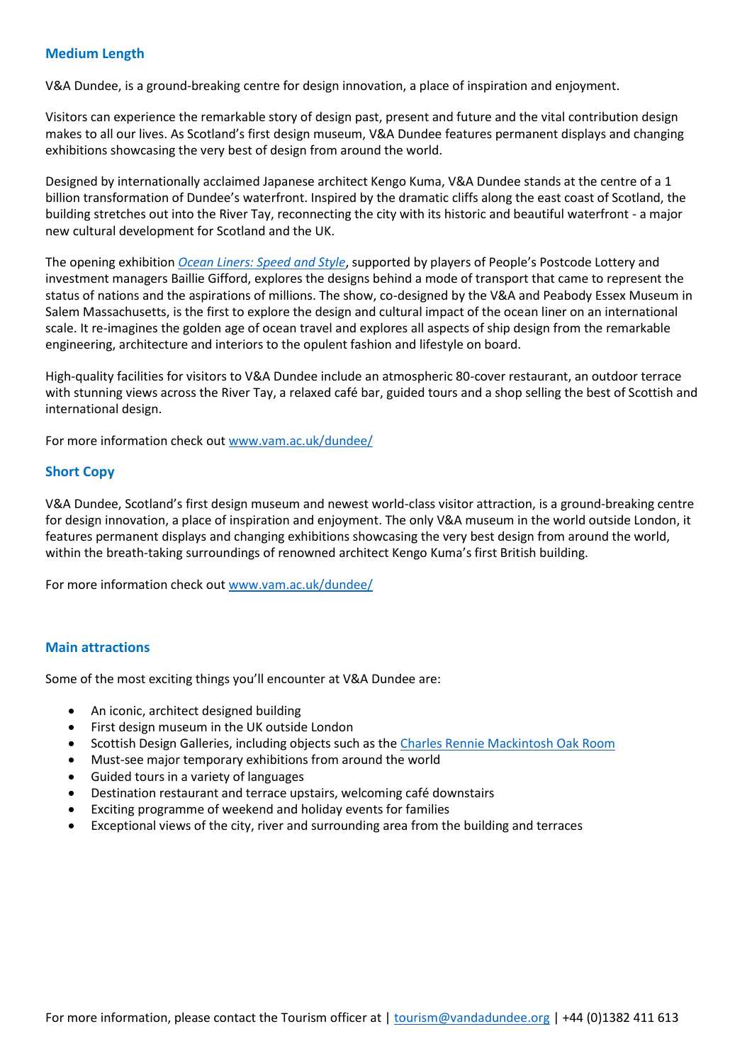## Medium Length

V&A Dundee, is a ground-breaking centre for design innovation, a place of inspiration and enjoyment.

Visitors can experience the remarkable story of design past, present and future and the vital contribution design makes to all our lives. As Scotland's first design museum, V&A Dundee features permanent displays and changing exhibitions showcasing the very best of design from around the world.

Designed by internationally acclaimed Japanese architect Kengo Kuma, V&A Dundee stands at the centre of a 1 billion transformation of Dundee's waterfront. Inspired by the dramatic cliffs along the east coast of Scotland, the building stretches out into the River Tay, reconnecting the city with its historic and beautiful waterfront - a major new cultural development for Scotland and the UK.

The opening exhibition *Ocean Liners: Speed and Style*, supported by players of People's Postcode Lottery and investment managers Baillie Gifford, explores the designs behind a mode of transport that came to represent the status of nations and the aspirations of millions. The show, co-designed by the V&A and Peabody Essex Museum in Salem Massachusetts, is the first to explore the design and cultural impact of the ocean liner on an international scale. It re-imagines the golden age of ocean travel and explores all aspects of ship design from the remarkable engineering, architecture and interiors to the opulent fashion and lifestyle on board.

High-quality facilities for visitors to V&A Dundee include an atmospheric 80-cover restaurant, an outdoor terrace with stunning views across the River Tay, a relaxed café bar, guided tours and a shop selling the best of Scottish and international design.

For more information check out www.vam.ac.uk/dundee/

## Short Copy

V&A Dundee, Scotland's first design museum and newest world-class visitor attraction, is a ground-breaking centre for design innovation, a place of inspiration and enjoyment. The only V&A museum in the world outside London, it features permanent displays and changing exhibitions showcasing the very best design from around the world, within the breath-taking surroundings of renowned architect Kengo Kuma's first British building.

For more information check out www.vam.ac.uk/dundee/

## Main attractions

Some of the most exciting things you'll encounter at V&A Dundee are:

- An iconic, architect designed building
- First design museum in the UK outside London
- Scottish Design Galleries, including objects such as the Charles Rennie Mackintosh Oak Room
- Must-see major temporary exhibitions from around the world
- Guided tours in a variety of languages
- Destination restaurant and terrace upstairs, welcoming café downstairs
- Exciting programme of weekend and holiday events for families
- Exceptional views of the city, river and surrounding area from the building and terraces

For more information, please contact the Tourism officer at | tourism@vandadundee.org | +44 (0)1382 411 613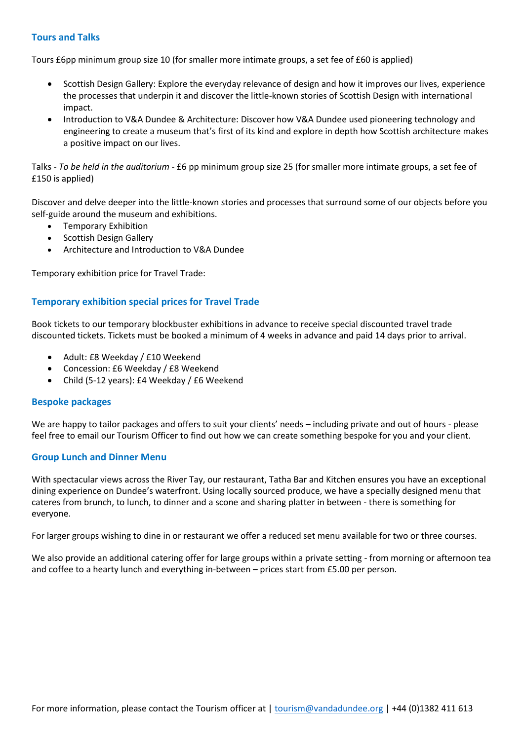## Tours and Talks

Tours £6pp minimum group size 10 (for smaller more intimate groups, a set fee of £60 is applied)

- Scottish Design Gallery: Explore the everyday relevance of design and how it improves our lives, experience the processes that underpin it and discover the little-known stories of Scottish Design with international impact.
- Introduction to V&A Dundee & Architecture: Discover how V&A Dundee used pioneering technology and engineering to create a museum that's first of its kind and explore in depth how Scottish architecture makes a positive impact on our lives.

Talks - *To be held in the auditorium* - £6 pp minimum group size 25 (for smaller more intimate groups, a set fee of £150 is applied)

Discover and delve deeper into the little-known stories and processes that surround some of our objects before you self-guide around the museum and exhibitions.

- Temporary Exhibition
- Scottish Design Gallery
- Architecture and Introduction to V&A Dundee

Temporary exhibition price for Travel Trade:

## Temporary exhibition special prices for Travel Trade

Book tickets to our temporary blockbuster exhibitions in advance to receive special discounted travel trade discounted tickets. Tickets must be booked a minimum of 4 weeks in advance and paid 14 days prior to arrival.

- Adult: £8 Weekday / £10 Weekend
- Concession: £6 Weekday / £8 Weekend
- Child (5-12 years): £4 Weekday / £6 Weekend

## Bespoke packages

We are happy to tailor packages and offers to suit your clients' needs – including private and out of hours - please feel free to email our Tourism Officer to find out how we can create something bespoke for you and your client.

## Group Lunch and Dinner Menu

With spectacular views across the River Tay, our restaurant, Tatha Bar and Kitchen ensures you have an exceptional dining experience on Dundee's waterfront. Using locally sourced produce, we have a specially designed menu that cateres from brunch, to lunch, to dinner and a scone and sharing platter in between - there is something for everyone.

For larger groups wishing to dine in or restaurant we offer a reduced set menu available for two or three courses.

We also provide an additional catering offer for large groups within a private setting - from morning or afternoon tea and coffee to a hearty lunch and everything in-between – prices start from £5.00 per person.

For more information, please contact the Tourism officer at | [tourism@vandadundee.org](mailto:tourism@vandadundee.org) | +44 (0)1382 411 613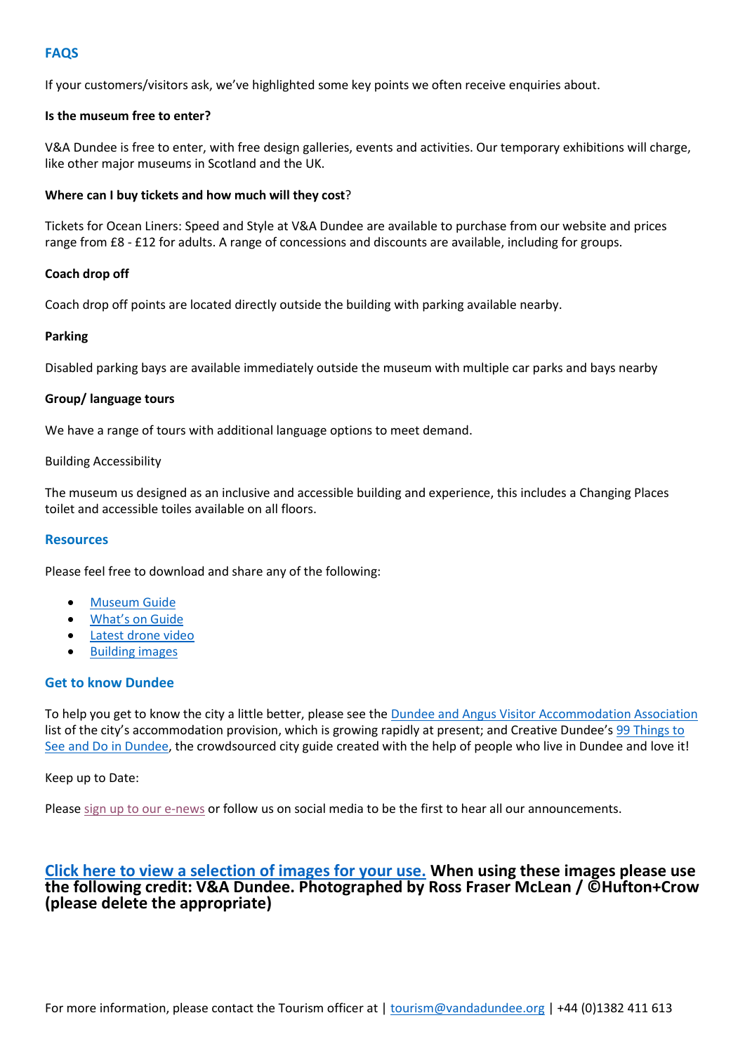## FAQS

If your customers/visitors ask, we've highlighted some key points we often receive enquiries about.

**Is the museum free to enter?**

V&A Dundee is free to enter, with free design galleries, events and activities. Our temporary exhibitions will charge, like other major museums in Scotland and the UK.

**Where can I buy tickets and how much will they cost**?

Tickets for Ocean Liners: Speed and Style at V&A Dundee are available to purchase from our website and prices range from £8 - £12 for adults. A range of concessions and discounts are available, including for groups.

**Coach drop off**

Coach drop off points are located directly outside the building with parking available nearby.

**Parking**

Disabled parking bays are available immediately outside the museum with multiple car parks and bays nearby

**Group/ language tours**

We have a range of tours with additional language options to meet demand.

Building Accessibility

The museum us designed as an inclusive and accessible building and experience, this includes a Changing Places toilet and accessible toiles available on all floors.

## Resources

Please feel free to download and share any of the following:

- Museum Guide
- What's on Guide
- Latest drone video
- Building images

## Get to know Dundee

To help you get to know the city a little better, please see the Dundee and Angus Visitor Accommodation Association list of the city's accommodation provision, which is growing rapidly at present; and Creative Dundee's 99 Things to See and Do in Dundee, the crowdsourced city guide created with the help of people who live in Dundee and love it!

Keep up to Date:

Please sign up to our e-news or follow us on social media to be the first to hear all our announcements.

**Click here to view a selection of images for your use. When using these images please use the following credit: V&A Dundee. Photographed by Ross Fraser McLean / ©Hufton+Crow (please delete the appropriate)**

For more information, please contact the Tourism officer at | tourism@vandadundee.org | +44 (0)1382 411 613